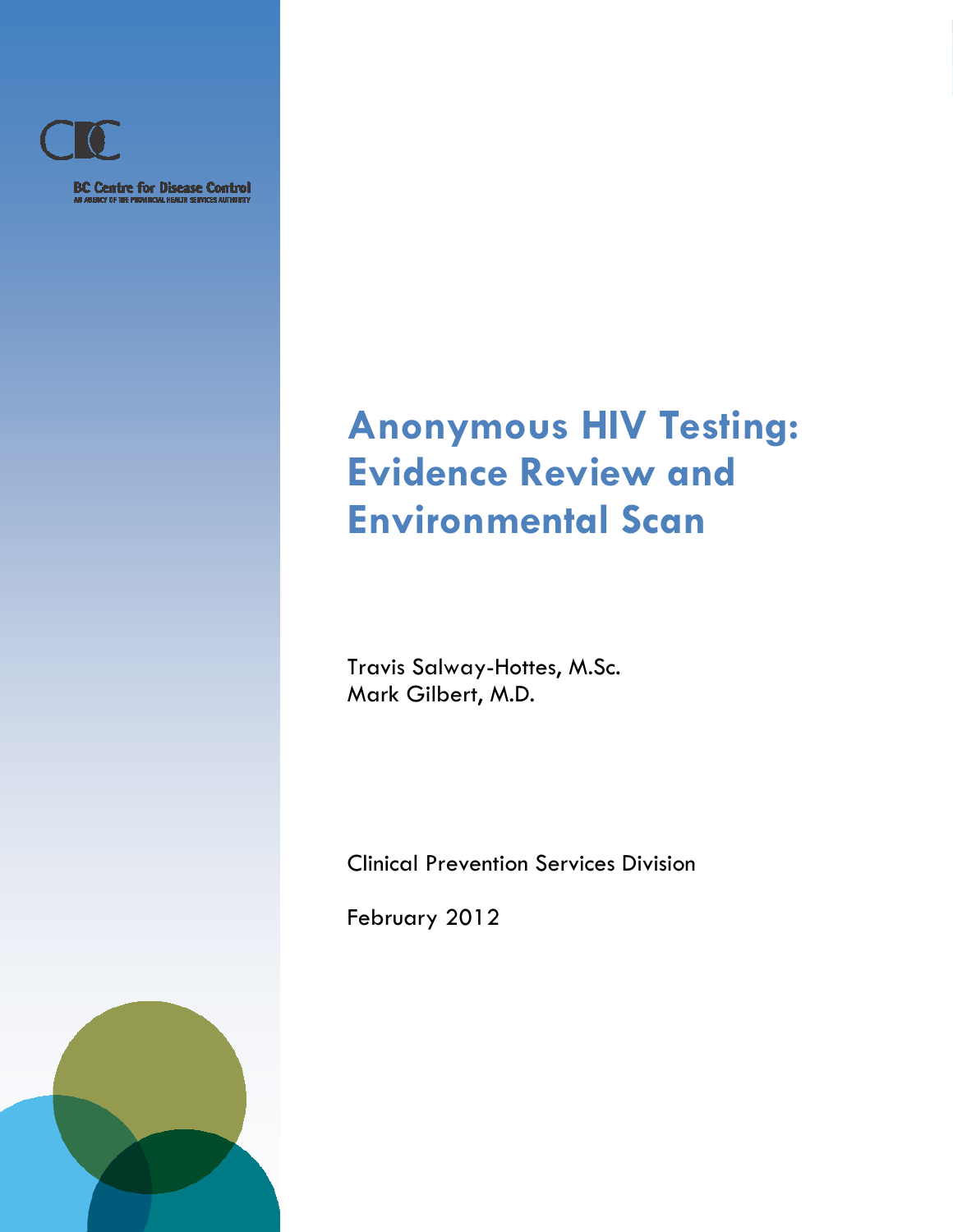BC Centre for Disease Control

AN AGENCY OF THE PROVINCIAL HEALTH SERVICES AUTHORITY

# Anonymous HIV Testing: Evidence Review and Environmental Scan

Travis Salway-Hottes, M.Sc.
Mark Gilbert, M.D.

Clinical Prevention Services Division

February 2012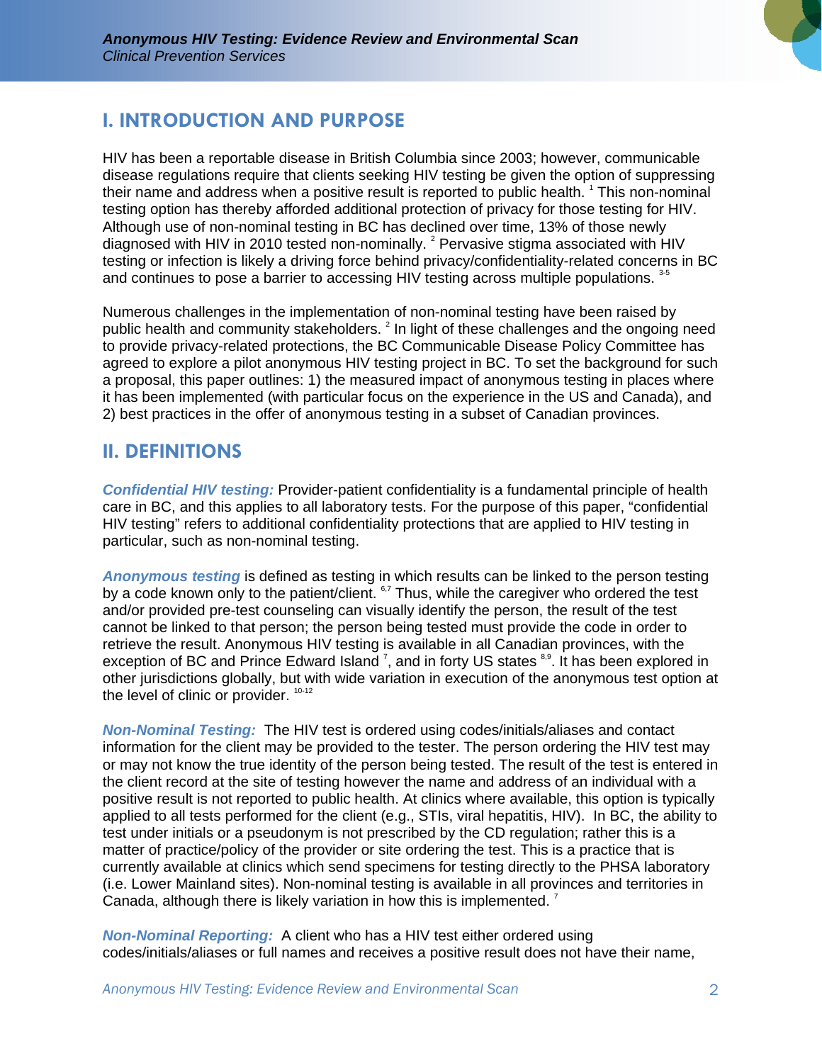## I. INTRODUCTION AND PURPOSE

HIV has been a reportable disease in British Columbia since 2003; however, communicable disease regulations require that clients seeking HIV testing be given the option of suppressing their name and address when a positive result is reported to public health. [1] This non-nominal testing option has thereby afforded additional protection of privacy for those testing for HIV. Although use of non-nominal testing in BC has declined over time, 13% of those newly diagnosed with HIV in 2010 tested non-nominally. [2] Pervasive stigma associated with HIV testing or infection is likely a driving force behind privacy/confidentiality-related concerns in BC and continues to pose a barrier to accessing HIV testing across multiple populations. [3-5]

Numerous challenges in the implementation of non-nominal testing have been raised by public health and community stakeholders. [2] In light of these challenges and the ongoing need to provide privacy-related protections, the BC Communicable Disease Policy Committee has agreed to explore a pilot anonymous HIV testing project in BC. To set the background for such a proposal, this paper outlines: 1) the measured impact of anonymous testing in places where it has been implemented (with particular focus on the experience in the US and Canada), and 2) best practices in the offer of anonymous testing in a subset of Canadian provinces.

## II. DEFINITIONS

***Confidential HIV testing:*** Provider-patient confidentiality is a fundamental principle of health care in BC, and this applies to all laboratory tests. For the purpose of this paper, "confidential HIV testing" refers to additional confidentiality protections that are applied to HIV testing in particular, such as non-nominal testing.

***Anonymous testing*** is defined as testing in which results can be linked to the person testing by a code known only to the patient/client. [6,7] Thus, while the caregiver who ordered the test and/or provided pre-test counseling can visually identify the person, the result of the test cannot be linked to that person; the person being tested must provide the code in order to retrieve the result. Anonymous HIV testing is available in all Canadian provinces, with the exception of BC and Prince Edward Island [7], and in forty US states [8,9]. It has been explored in other jurisdictions globally, but with wide variation in execution of the anonymous test option at the level of clinic or provider. [10-12]

***Non-Nominal Testing:*** The HIV test is ordered using codes/initials/aliases and contact information for the client may be provided to the tester. The person ordering the HIV test may or may not know the true identity of the person being tested. The result of the test is entered in the client record at the site of testing however the name and address of an individual with a positive result is not reported to public health. At clinics where available, this option is typically applied to all tests performed for the client (e.g., STIs, viral hepatitis, HIV). In BC, the ability to test under initials or a pseudonym is not prescribed by the CD regulation; rather this is a matter of practice/policy of the provider or site ordering the test. This is a practice that is currently available at clinics which send specimens for testing directly to the PHSA laboratory (i.e. Lower Mainland sites). Non-nominal testing is available in all provinces and territories in Canada, although there is likely variation in how this is implemented. [7]

***Non-Nominal Reporting:*** A client who has a HIV test either ordered using codes/initials/aliases or full names and receives a positive result does not have their name,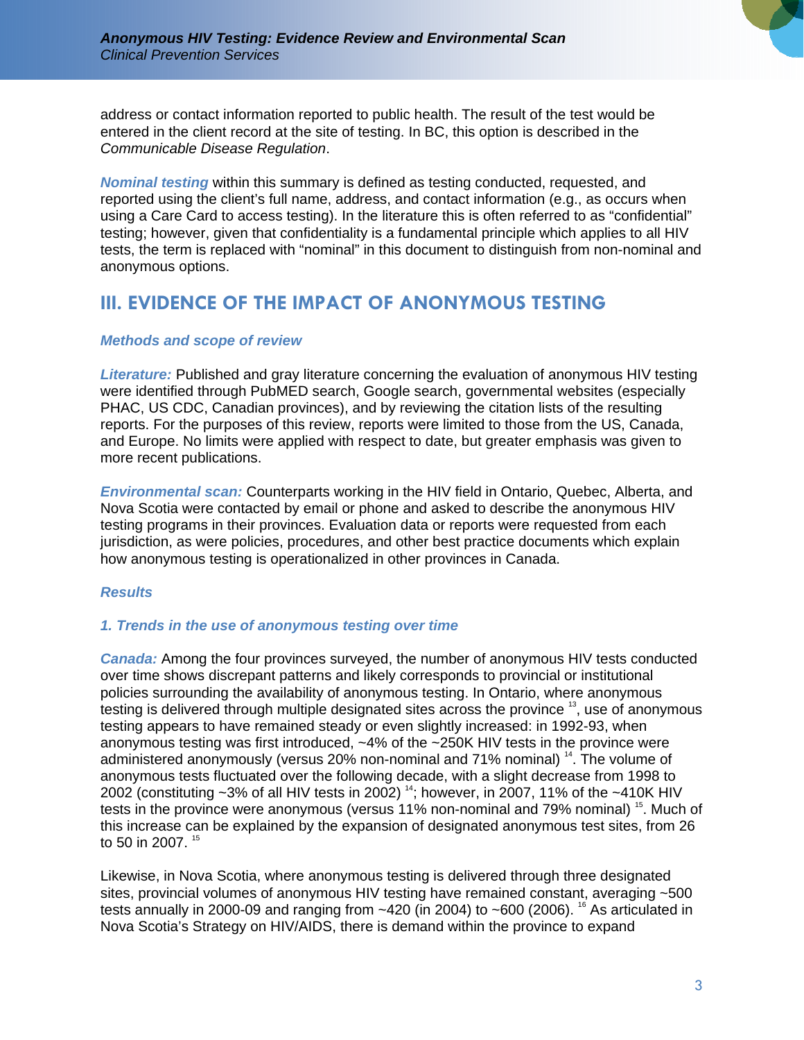address or contact information reported to public health. The result of the test would be entered in the client record at the site of testing. In BC, this option is described in the *Communicable Disease Regulation*.

***Nominal testing*** within this summary is defined as testing conducted, requested, and reported using the client's full name, address, and contact information (e.g., as occurs when using a Care Card to access testing). In the literature this is often referred to as "confidential" testing; however, given that confidentiality is a fundamental principle which applies to all HIV tests, the term is replaced with "nominal" in this document to distinguish from non-nominal and anonymous options.

## III. EVIDENCE OF THE IMPACT OF ANONYMOUS TESTING

### *Methods and scope of review*

***Literature:*** Published and gray literature concerning the evaluation of anonymous HIV testing were identified through PubMED search, Google search, governmental websites (especially PHAC, US CDC, Canadian provinces), and by reviewing the citation lists of the resulting reports. For the purposes of this review, reports were limited to those from the US, Canada, and Europe. No limits were applied with respect to date, but greater emphasis was given to more recent publications.

***Environmental scan:*** Counterparts working in the HIV field in Ontario, Quebec, Alberta, and Nova Scotia were contacted by email or phone and asked to describe the anonymous HIV testing programs in their provinces. Evaluation data or reports were requested from each jurisdiction, as were policies, procedures, and other best practice documents which explain how anonymous testing is operationalized in other provinces in Canada.

### *Results*

#### *1. Trends in the use of anonymous testing over time*

***Canada:*** Among the four provinces surveyed, the number of anonymous HIV tests conducted over time shows discrepant patterns and likely corresponds to provincial or institutional policies surrounding the availability of anonymous testing. In Ontario, where anonymous testing is delivered through multiple designated sites across the province [13], use of anonymous testing appears to have remained steady or even slightly increased: in 1992-93, when anonymous testing was first introduced, ~4% of the ~250K HIV tests in the province were administered anonymously (versus 20% non-nominal and 71% nominal) [14]. The volume of anonymous tests fluctuated over the following decade, with a slight decrease from 1998 to 2002 (constituting ~3% of all HIV tests in 2002) [14]; however, in 2007, 11% of the ~410K HIV tests in the province were anonymous (versus 11% non-nominal and 79% nominal) [15]. Much of this increase can be explained by the expansion of designated anonymous test sites, from 26 to 50 in 2007. [15]

Likewise, in Nova Scotia, where anonymous testing is delivered through three designated sites, provincial volumes of anonymous HIV testing have remained constant, averaging ~500 tests annually in 2000-09 and ranging from ~420 (in 2004) to ~600 (2006). [16] As articulated in Nova Scotia's Strategy on HIV/AIDS, there is demand within the province to expand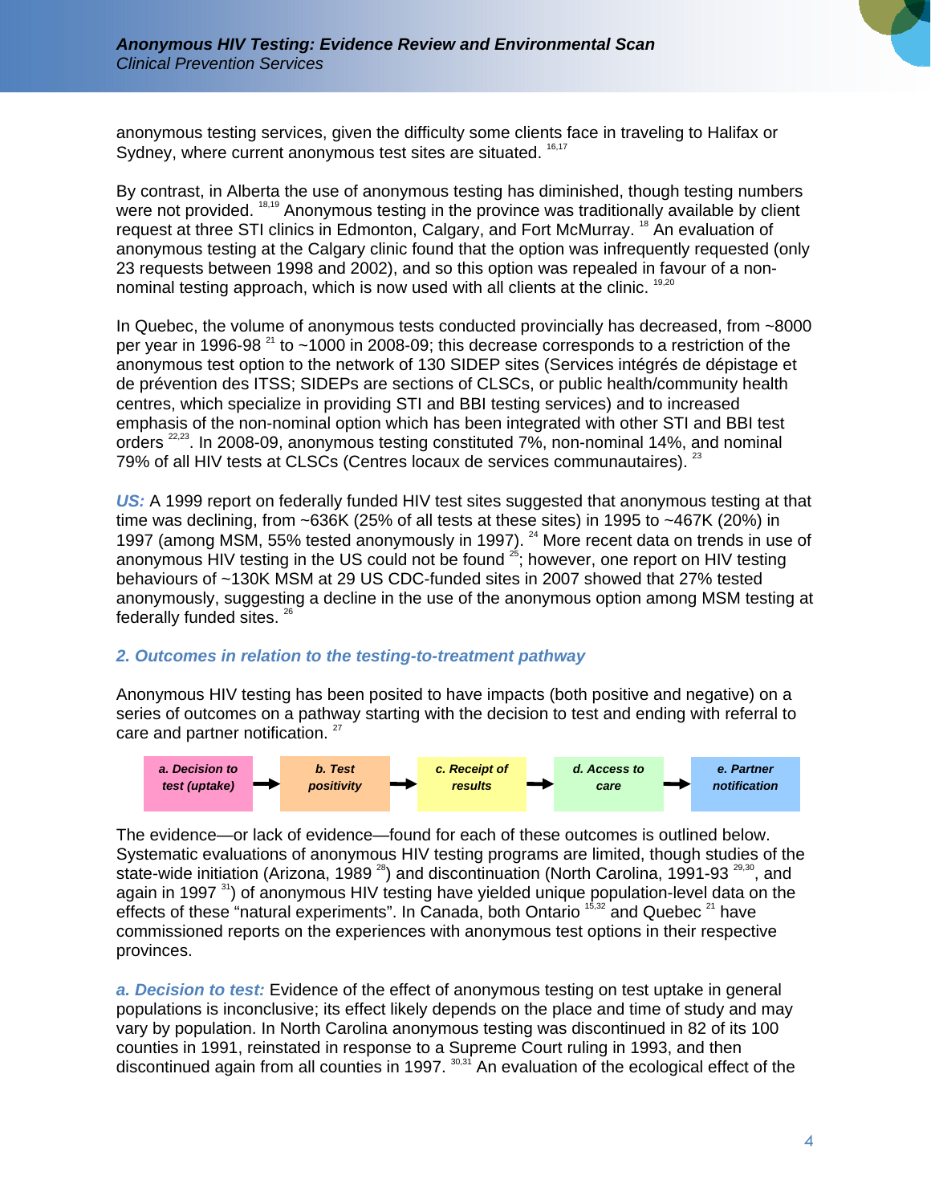anonymous testing services, given the difficulty some clients face in traveling to Halifax or Sydney, where current anonymous test sites are situated. [16,17]

By contrast, in Alberta the use of anonymous testing has diminished, though testing numbers were not provided. [18,19] Anonymous testing in the province was traditionally available by client request at three STI clinics in Edmonton, Calgary, and Fort McMurray. [18] An evaluation of anonymous testing at the Calgary clinic found that the option was infrequently requested (only 23 requests between 1998 and 2002), and so this option was repealed in favour of a non-nominal testing approach, which is now used with all clients at the clinic. [19,20]

In Quebec, the volume of anonymous tests conducted provincially has decreased, from ~8000 per year in 1996-98 [21] to ~1000 in 2008-09; this decrease corresponds to a restriction of the anonymous test option to the network of 130 SIDEP sites (Services intégrés de dépistage et de prévention des ITSS; SIDEPs are sections of CLSCs, or public health/community health centres, which specialize in providing STI and BBI testing services) and to increased emphasis of the non-nominal option which has been integrated with other STI and BBI test orders [22,23]. In 2008-09, anonymous testing constituted 7%, non-nominal 14%, and nominal 79% of all HIV tests at CLSCs (Centres locaux de services communautaires). [23]

***US:*** A 1999 report on federally funded HIV test sites suggested that anonymous testing at that time was declining, from ~636K (25% of all tests at these sites) in 1995 to ~467K (20%) in 1997 (among MSM, 55% tested anonymously in 1997). [24] More recent data on trends in use of anonymous HIV testing in the US could not be found [25]; however, one report on HIV testing behaviours of ~130K MSM at 29 US CDC-funded sites in 2007 showed that 27% tested anonymously, suggesting a decline in the use of the anonymous option among MSM testing at federally funded sites. [26]

### *2. Outcomes in relation to the testing-to-treatment pathway*

Anonymous HIV testing has been posited to have impacts (both positive and negative) on a series of outcomes on a pathway starting with the decision to test and ending with referral to care and partner notification. [27]

***a. Decision to test (uptake)*** → ***b. Test positivity*** → ***c. Receipt of results*** → ***d. Access to care*** → ***e. Partner notification***

The evidence—or lack of evidence—found for each of these outcomes is outlined below. Systematic evaluations of anonymous HIV testing programs are limited, though studies of the state-wide initiation (Arizona, 1989 [28]) and discontinuation (North Carolina, 1991-93 [29,30], and again in 1997 [31]) of anonymous HIV testing have yielded unique population-level data on the effects of these "natural experiments". In Canada, both Ontario [15,32] and Quebec [21] have commissioned reports on the experiences with anonymous test options in their respective provinces.

***a. Decision to test:*** Evidence of the effect of anonymous testing on test uptake in general populations is inconclusive; its effect likely depends on the place and time of study and may vary by population. In North Carolina anonymous testing was discontinued in 82 of its 100 counties in 1991, reinstated in response to a Supreme Court ruling in 1993, and then discontinued again from all counties in 1997. [30,31] An evaluation of the ecological effect of the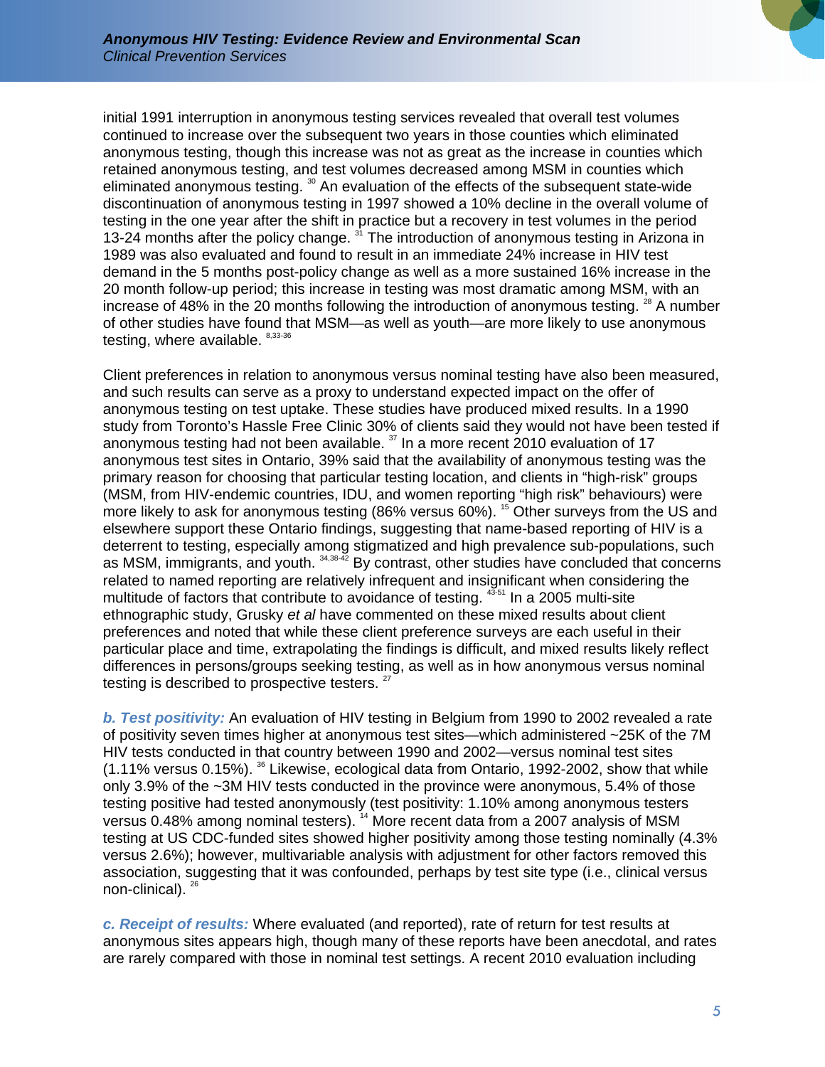initial 1991 interruption in anonymous testing services revealed that overall test volumes continued to increase over the subsequent two years in those counties which eliminated anonymous testing, though this increase was not as great as the increase in counties which retained anonymous testing, and test volumes decreased among MSM in counties which eliminated anonymous testing. [30] An evaluation of the effects of the subsequent state-wide discontinuation of anonymous testing in 1997 showed a 10% decline in the overall volume of testing in the one year after the shift in practice but a recovery in test volumes in the period 13-24 months after the policy change. [31] The introduction of anonymous testing in Arizona in 1989 was also evaluated and found to result in an immediate 24% increase in HIV test demand in the 5 months post-policy change as well as a more sustained 16% increase in the 20 month follow-up period; this increase in testing was most dramatic among MSM, with an increase of 48% in the 20 months following the introduction of anonymous testing. [28] A number of other studies have found that MSM—as well as youth—are more likely to use anonymous testing, where available. [8,33-36]

Client preferences in relation to anonymous versus nominal testing have also been measured, and such results can serve as a proxy to understand expected impact on the offer of anonymous testing on test uptake. These studies have produced mixed results. In a 1990 study from Toronto's Hassle Free Clinic 30% of clients said they would not have been tested if anonymous testing had not been available. [37] In a more recent 2010 evaluation of 17 anonymous test sites in Ontario, 39% said that the availability of anonymous testing was the primary reason for choosing that particular testing location, and clients in "high-risk" groups (MSM, from HIV-endemic countries, IDU, and women reporting "high risk" behaviours) were more likely to ask for anonymous testing (86% versus 60%). [15] Other surveys from the US and elsewhere support these Ontario findings, suggesting that name-based reporting of HIV is a deterrent to testing, especially among stigmatized and high prevalence sub-populations, such as MSM, immigrants, and youth. [34,38-42] By contrast, other studies have concluded that concerns related to named reporting are relatively infrequent and insignificant when considering the multitude of factors that contribute to avoidance of testing. [43-51] In a 2005 multi-site ethnographic study, Grusky *et al* have commented on these mixed results about client preferences and noted that while these client preference surveys are each useful in their particular place and time, extrapolating the findings is difficult, and mixed results likely reflect differences in persons/groups seeking testing, as well as in how anonymous versus nominal testing is described to prospective testers. [27]

***b. Test positivity:*** An evaluation of HIV testing in Belgium from 1990 to 2002 revealed a rate of positivity seven times higher at anonymous test sites—which administered ~25K of the 7M HIV tests conducted in that country between 1990 and 2002—versus nominal test sites (1.11% versus 0.15%). [36] Likewise, ecological data from Ontario, 1992-2002, show that while only 3.9% of the ~3M HIV tests conducted in the province were anonymous, 5.4% of those testing positive had tested anonymously (test positivity: 1.10% among anonymous testers versus 0.48% among nominal testers). [14] More recent data from a 2007 analysis of MSM testing at US CDC-funded sites showed higher positivity among those testing nominally (4.3% versus 2.6%); however, multivariable analysis with adjustment for other factors removed this association, suggesting that it was confounded, perhaps by test site type (i.e., clinical versus non-clinical). [26]

***c. Receipt of results:*** Where evaluated (and reported), rate of return for test results at anonymous sites appears high, though many of these reports have been anecdotal, and rates are rarely compared with those in nominal test settings. A recent 2010 evaluation including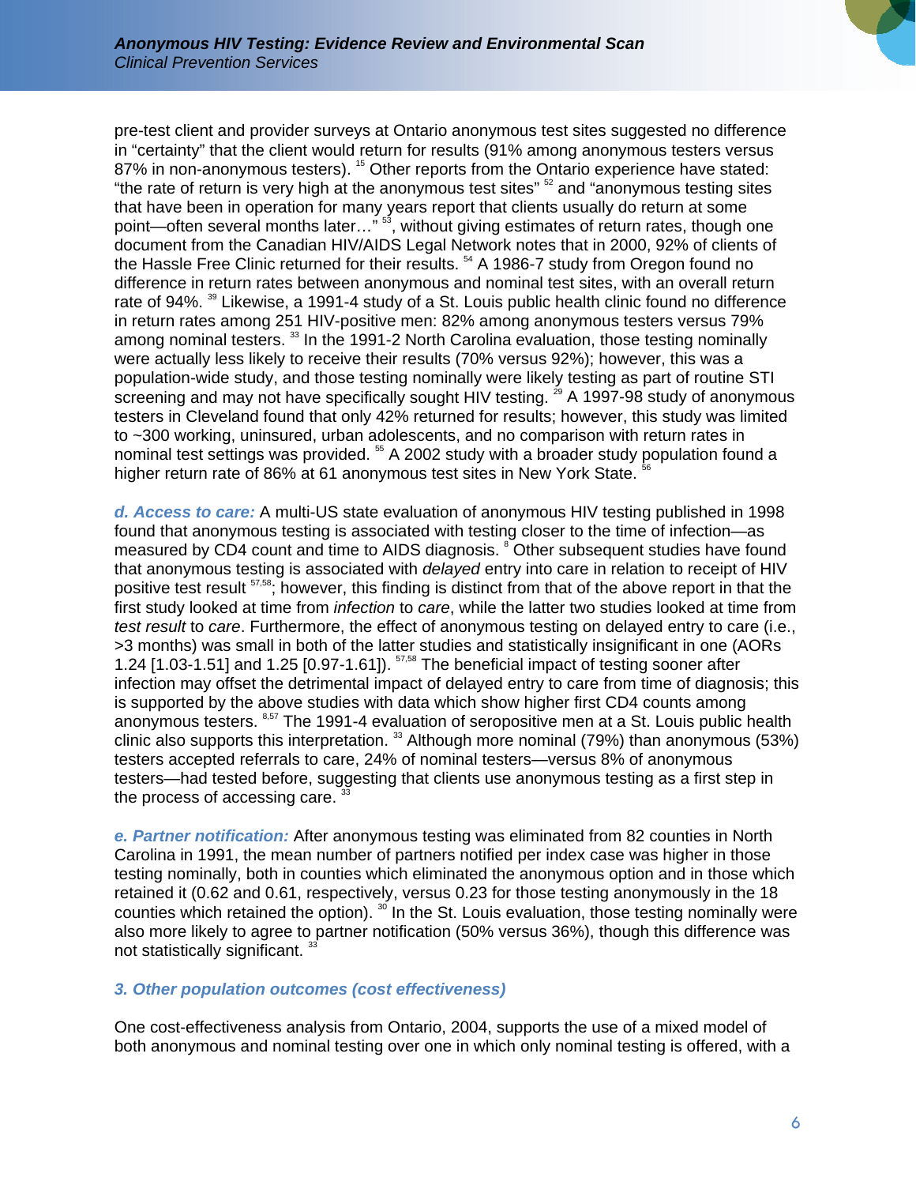pre-test client and provider surveys at Ontario anonymous test sites suggested no difference in "certainty" that the client would return for results (91% among anonymous testers versus 87% in non-anonymous testers). [15] Other reports from the Ontario experience have stated: "the rate of return is very high at the anonymous test sites" [52] and "anonymous testing sites that have been in operation for many years report that clients usually do return at some point—often several months later…" [53], without giving estimates of return rates, though one document from the Canadian HIV/AIDS Legal Network notes that in 2000, 92% of clients of the Hassle Free Clinic returned for their results. [54] A 1986-7 study from Oregon found no difference in return rates between anonymous and nominal test sites, with an overall return rate of 94%. [39] Likewise, a 1991-4 study of a St. Louis public health clinic found no difference in return rates among 251 HIV-positive men: 82% among anonymous testers versus 79% among nominal testers. [33] In the 1991-2 North Carolina evaluation, those testing nominally were actually less likely to receive their results (70% versus 92%); however, this was a population-wide study, and those testing nominally were likely testing as part of routine STI screening and may not have specifically sought HIV testing. [29] A 1997-98 study of anonymous testers in Cleveland found that only 42% returned for results; however, this study was limited to ~300 working, uninsured, urban adolescents, and no comparison with return rates in nominal test settings was provided. [55] A 2002 study with a broader study population found a higher return rate of 86% at 61 anonymous test sites in New York State. [56]

***d. Access to care:*** A multi-US state evaluation of anonymous HIV testing published in 1998 found that anonymous testing is associated with testing closer to the time of infection—as measured by CD4 count and time to AIDS diagnosis. [8] Other subsequent studies have found that anonymous testing is associated with *delayed* entry into care in relation to receipt of HIV positive test result [57,58]; however, this finding is distinct from that of the above report in that the first study looked at time from *infection* to *care*, while the latter two studies looked at time from *test result* to *care*. Furthermore, the effect of anonymous testing on delayed entry to care (i.e., >3 months) was small in both of the latter studies and statistically insignificant in one (AORs 1.24 [1.03-1.51] and 1.25 [0.97-1.61]). [57,58] The beneficial impact of testing sooner after infection may offset the detrimental impact of delayed entry to care from time of diagnosis; this is supported by the above studies with data which show higher first CD4 counts among anonymous testers. [8,57] The 1991-4 evaluation of seropositive men at a St. Louis public health clinic also supports this interpretation. [33] Although more nominal (79%) than anonymous (53%) testers accepted referrals to care, 24% of nominal testers—versus 8% of anonymous testers—had tested before, suggesting that clients use anonymous testing as a first step in the process of accessing care. [33]

***e. Partner notification:*** After anonymous testing was eliminated from 82 counties in North Carolina in 1991, the mean number of partners notified per index case was higher in those testing nominally, both in counties which eliminated the anonymous option and in those which retained it (0.62 and 0.61, respectively, versus 0.23 for those testing anonymously in the 18 counties which retained the option). [30] In the St. Louis evaluation, those testing nominally were also more likely to agree to partner notification (50% versus 36%), though this difference was not statistically significant. [33]

### *3. Other population outcomes (cost effectiveness)*

One cost-effectiveness analysis from Ontario, 2004, supports the use of a mixed model of both anonymous and nominal testing over one in which only nominal testing is offered, with a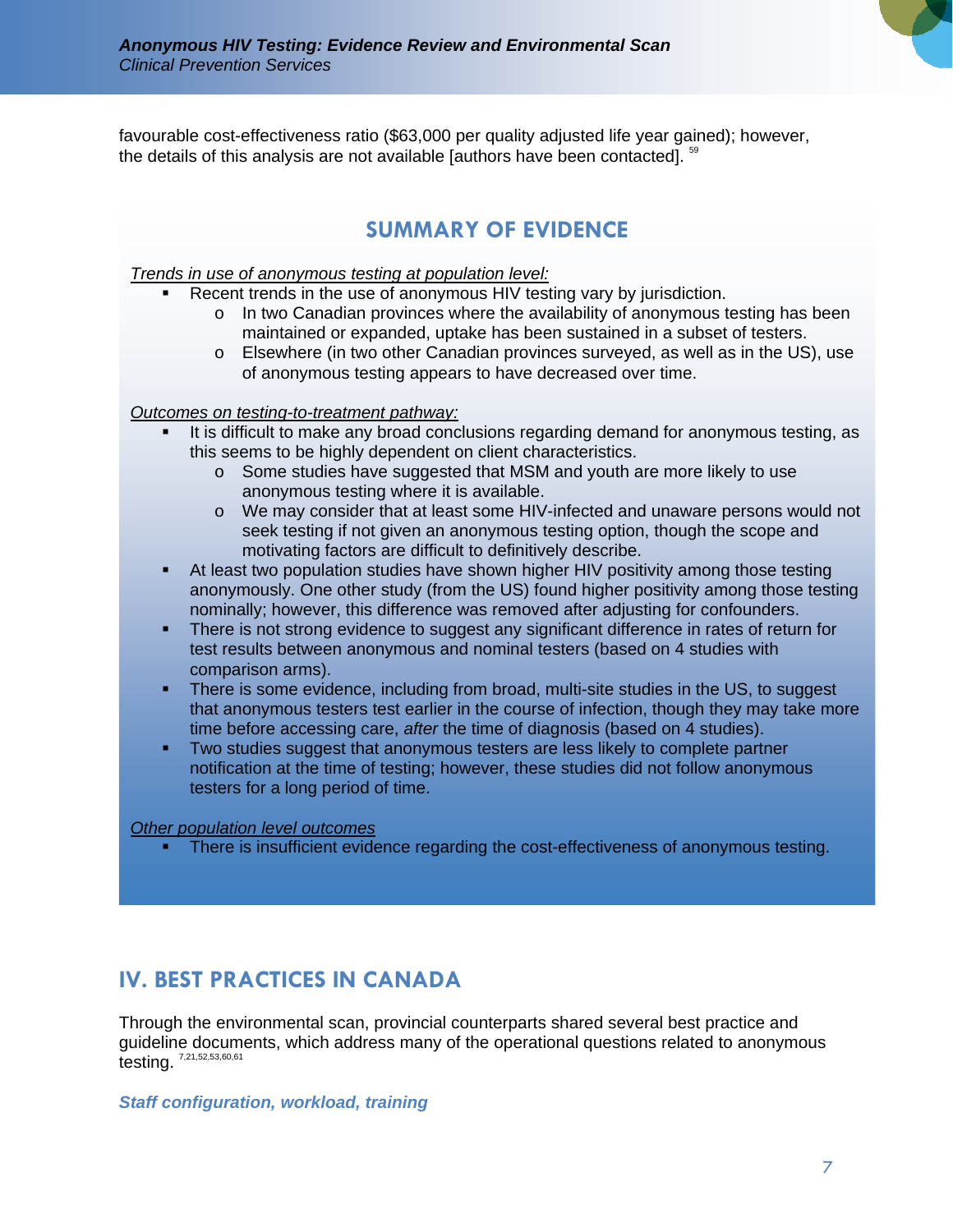favourable cost-effectiveness ratio ($63,000 per quality adjusted life year gained); however, the details of this analysis are not available [authors have been contacted].[59]

## SUMMARY OF EVIDENCE

*Trends in use of anonymous testing at population level:*

- Recent trends in the use of anonymous HIV testing vary by jurisdiction.
  - In two Canadian provinces where the availability of anonymous testing has been maintained or expanded, uptake has been sustained in a subset of testers.
  - Elsewhere (in two other Canadian provinces surveyed, as well as in the US), use of anonymous testing appears to have decreased over time.

*Outcomes on testing-to-treatment pathway:*

- It is difficult to make any broad conclusions regarding demand for anonymous testing, as this seems to be highly dependent on client characteristics.
  - Some studies have suggested that MSM and youth are more likely to use anonymous testing where it is available.
  - We may consider that at least some HIV-infected and unaware persons would not seek testing if not given an anonymous testing option, though the scope and motivating factors are difficult to definitively describe.
- At least two population studies have shown higher HIV positivity among those testing anonymously. One other study (from the US) found higher positivity among those testing nominally; however, this difference was removed after adjusting for confounders.
- There is not strong evidence to suggest any significant difference in rates of return for test results between anonymous and nominal testers (based on 4 studies with comparison arms).
- There is some evidence, including from broad, multi-site studies in the US, to suggest that anonymous testers test earlier in the course of infection, though they may take more time before accessing care, *after* the time of diagnosis (based on 4 studies).
- Two studies suggest that anonymous testers are less likely to complete partner notification at the time of testing; however, these studies did not follow anonymous testers for a long period of time.

*Other population level outcomes*

- There is insufficient evidence regarding the cost-effectiveness of anonymous testing.

## IV. BEST PRACTICES IN CANADA

Through the environmental scan, provincial counterparts shared several best practice and guideline documents, which address many of the operational questions related to anonymous testing.[7,21,52,53,60,61]

### *Staff configuration, workload, training*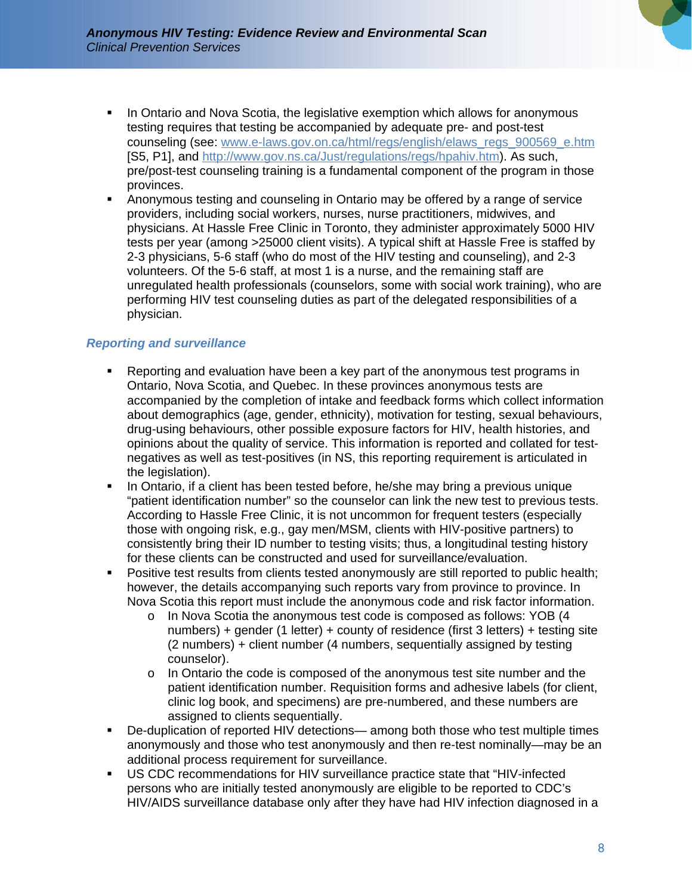- In Ontario and Nova Scotia, the legislative exemption which allows for anonymous testing requires that testing be accompanied by adequate pre- and post-test counseling (see: [www.e-laws.gov.on.ca/html/regs/english/elaws_regs_900569_e.htm](www.e-laws.gov.on.ca/html/regs/english/elaws_regs_900569_e.htm) [S5, P1], and [http://www.gov.ns.ca/Just/regulations/regs/hpahiv.htm](http://www.gov.ns.ca/Just/regulations/regs/hpahiv.htm)). As such, pre/post-test counseling training is a fundamental component of the program in those provinces.
- Anonymous testing and counseling in Ontario may be offered by a range of service providers, including social workers, nurses, nurse practitioners, midwives, and physicians. At Hassle Free Clinic in Toronto, they administer approximately 5000 HIV tests per year (among >25000 client visits). A typical shift at Hassle Free is staffed by 2-3 physicians, 5-6 staff (who do most of the HIV testing and counseling), and 2-3 volunteers. Of the 5-6 staff, at most 1 is a nurse, and the remaining staff are unregulated health professionals (counselors, some with social work training), who are performing HIV test counseling duties as part of the delegated responsibilities of a physician.

### *Reporting and surveillance*

- Reporting and evaluation have been a key part of the anonymous test programs in Ontario, Nova Scotia, and Quebec. In these provinces anonymous tests are accompanied by the completion of intake and feedback forms which collect information about demographics (age, gender, ethnicity), motivation for testing, sexual behaviours, drug-using behaviours, other possible exposure factors for HIV, health histories, and opinions about the quality of service. This information is reported and collated for test-negatives as well as test-positives (in NS, this reporting requirement is articulated in the legislation).
- In Ontario, if a client has been tested before, he/she may bring a previous unique "patient identification number" so the counselor can link the new test to previous tests. According to Hassle Free Clinic, it is not uncommon for frequent testers (especially those with ongoing risk, e.g., gay men/MSM, clients with HIV-positive partners) to consistently bring their ID number to testing visits; thus, a longitudinal testing history for these clients can be constructed and used for surveillance/evaluation.
- Positive test results from clients tested anonymously are still reported to public health; however, the details accompanying such reports vary from province to province. In Nova Scotia this report must include the anonymous code and risk factor information.
  - In Nova Scotia the anonymous test code is composed as follows: YOB (4 numbers) + gender (1 letter) + county of residence (first 3 letters) + testing site (2 numbers) + client number (4 numbers, sequentially assigned by testing counselor).
  - In Ontario the code is composed of the anonymous test site number and the patient identification number. Requisition forms and adhesive labels (for client, clinic log book, and specimens) are pre-numbered, and these numbers are assigned to clients sequentially.
- De-duplication of reported HIV detections— among both those who test multiple times anonymously and those who test anonymously and then re-test nominally—may be an additional process requirement for surveillance.
- US CDC recommendations for HIV surveillance practice state that "HIV-infected persons who are initially tested anonymously are eligible to be reported to CDC's HIV/AIDS surveillance database only after they have had HIV infection diagnosed in a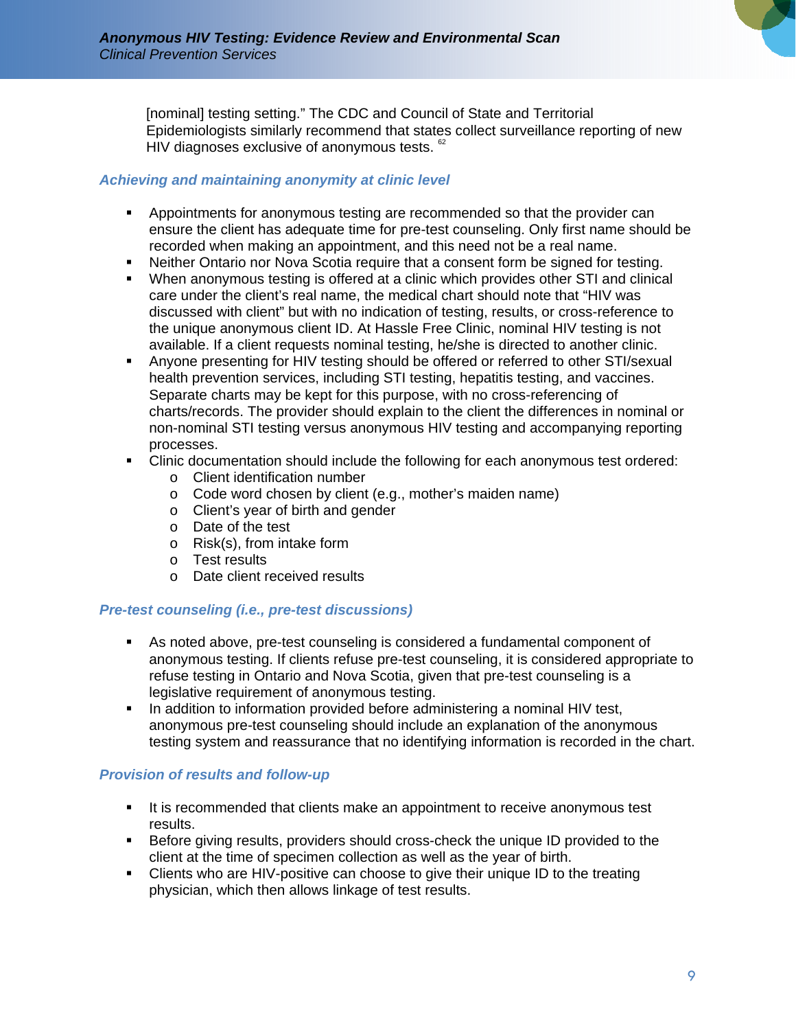[nominal] testing setting." The CDC and Council of State and Territorial Epidemiologists similarly recommend that states collect surveillance reporting of new HIV diagnoses exclusive of anonymous tests. [62]

### *Achieving and maintaining anonymity at clinic level*

- Appointments for anonymous testing are recommended so that the provider can ensure the client has adequate time for pre-test counseling. Only first name should be recorded when making an appointment, and this need not be a real name.
- Neither Ontario nor Nova Scotia require that a consent form be signed for testing.
- When anonymous testing is offered at a clinic which provides other STI and clinical care under the client's real name, the medical chart should note that "HIV was discussed with client" but with no indication of testing, results, or cross-reference to the unique anonymous client ID. At Hassle Free Clinic, nominal HIV testing is not available. If a client requests nominal testing, he/she is directed to another clinic.
- Anyone presenting for HIV testing should be offered or referred to other STI/sexual health prevention services, including STI testing, hepatitis testing, and vaccines. Separate charts may be kept for this purpose, with no cross-referencing of charts/records. The provider should explain to the client the differences in nominal or non-nominal STI testing versus anonymous HIV testing and accompanying reporting processes.
- Clinic documentation should include the following for each anonymous test ordered:
  - Client identification number
  - Code word chosen by client (e.g., mother's maiden name)
  - Client's year of birth and gender
  - Date of the test
  - Risk(s), from intake form
  - Test results
  - Date client received results

### *Pre-test counseling (i.e., pre-test discussions)*

- As noted above, pre-test counseling is considered a fundamental component of anonymous testing. If clients refuse pre-test counseling, it is considered appropriate to refuse testing in Ontario and Nova Scotia, given that pre-test counseling is a legislative requirement of anonymous testing.
- In addition to information provided before administering a nominal HIV test, anonymous pre-test counseling should include an explanation of the anonymous testing system and reassurance that no identifying information is recorded in the chart.

### *Provision of results and follow-up*

- It is recommended that clients make an appointment to receive anonymous test results.
- Before giving results, providers should cross-check the unique ID provided to the client at the time of specimen collection as well as the year of birth.
- Clients who are HIV-positive can choose to give their unique ID to the treating physician, which then allows linkage of test results.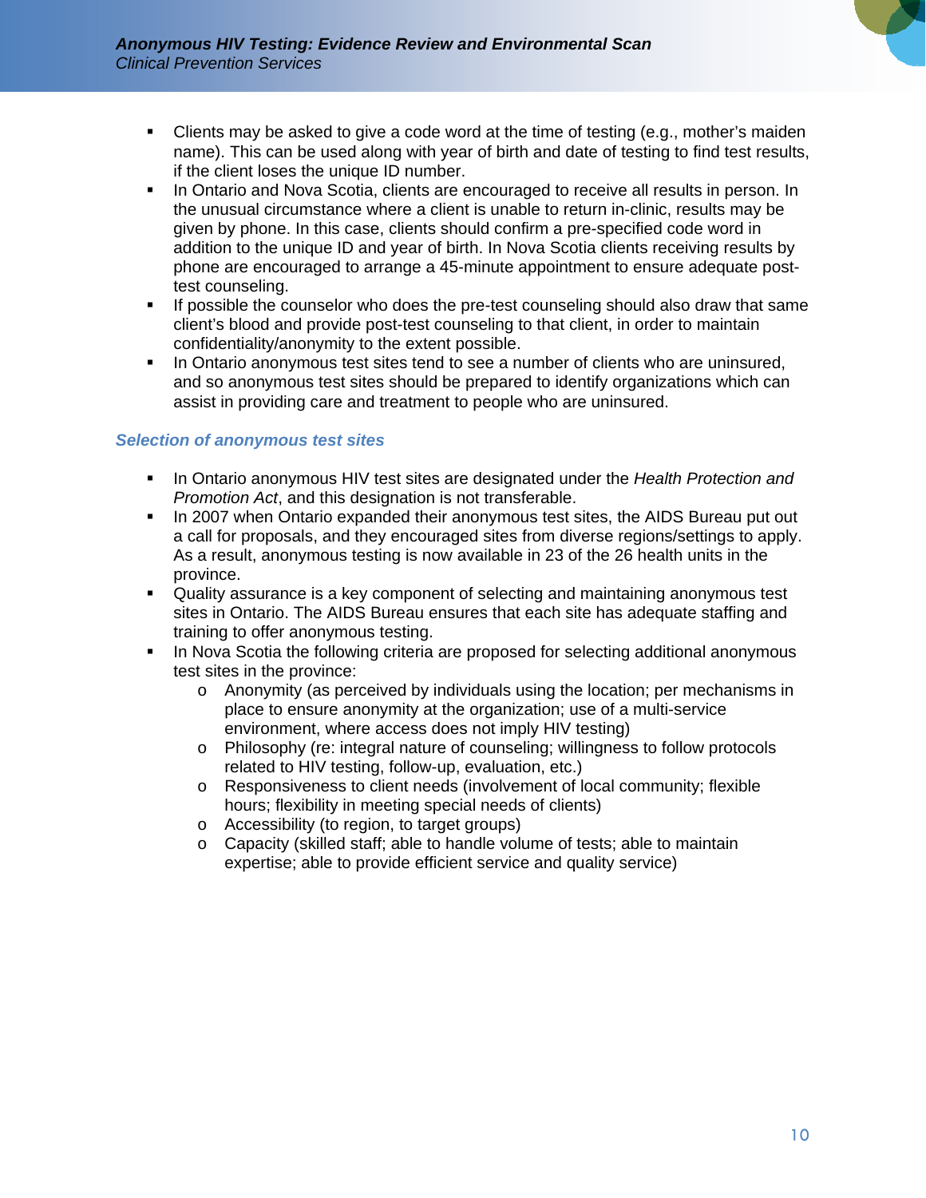- Clients may be asked to give a code word at the time of testing (e.g., mother's maiden name). This can be used along with year of birth and date of testing to find test results, if the client loses the unique ID number.
- In Ontario and Nova Scotia, clients are encouraged to receive all results in person. In the unusual circumstance where a client is unable to return in-clinic, results may be given by phone. In this case, clients should confirm a pre-specified code word in addition to the unique ID and year of birth. In Nova Scotia clients receiving results by phone are encouraged to arrange a 45-minute appointment to ensure adequate post-test counseling.
- If possible the counselor who does the pre-test counseling should also draw that same client's blood and provide post-test counseling to that client, in order to maintain confidentiality/anonymity to the extent possible.
- In Ontario anonymous test sites tend to see a number of clients who are uninsured, and so anonymous test sites should be prepared to identify organizations which can assist in providing care and treatment to people who are uninsured.

### *Selection of anonymous test sites*

- In Ontario anonymous HIV test sites are designated under the *Health Protection and Promotion Act*, and this designation is not transferable.
- In 2007 when Ontario expanded their anonymous test sites, the AIDS Bureau put out a call for proposals, and they encouraged sites from diverse regions/settings to apply. As a result, anonymous testing is now available in 23 of the 26 health units in the province.
- Quality assurance is a key component of selecting and maintaining anonymous test sites in Ontario. The AIDS Bureau ensures that each site has adequate staffing and training to offer anonymous testing.
- In Nova Scotia the following criteria are proposed for selecting additional anonymous test sites in the province:
  - Anonymity (as perceived by individuals using the location; per mechanisms in place to ensure anonymity at the organization; use of a multi-service environment, where access does not imply HIV testing)
  - Philosophy (re: integral nature of counseling; willingness to follow protocols related to HIV testing, follow-up, evaluation, etc.)
  - Responsiveness to client needs (involvement of local community; flexible hours; flexibility in meeting special needs of clients)
  - Accessibility (to region, to target groups)
  - Capacity (skilled staff; able to handle volume of tests; able to maintain expertise; able to provide efficient service and quality service)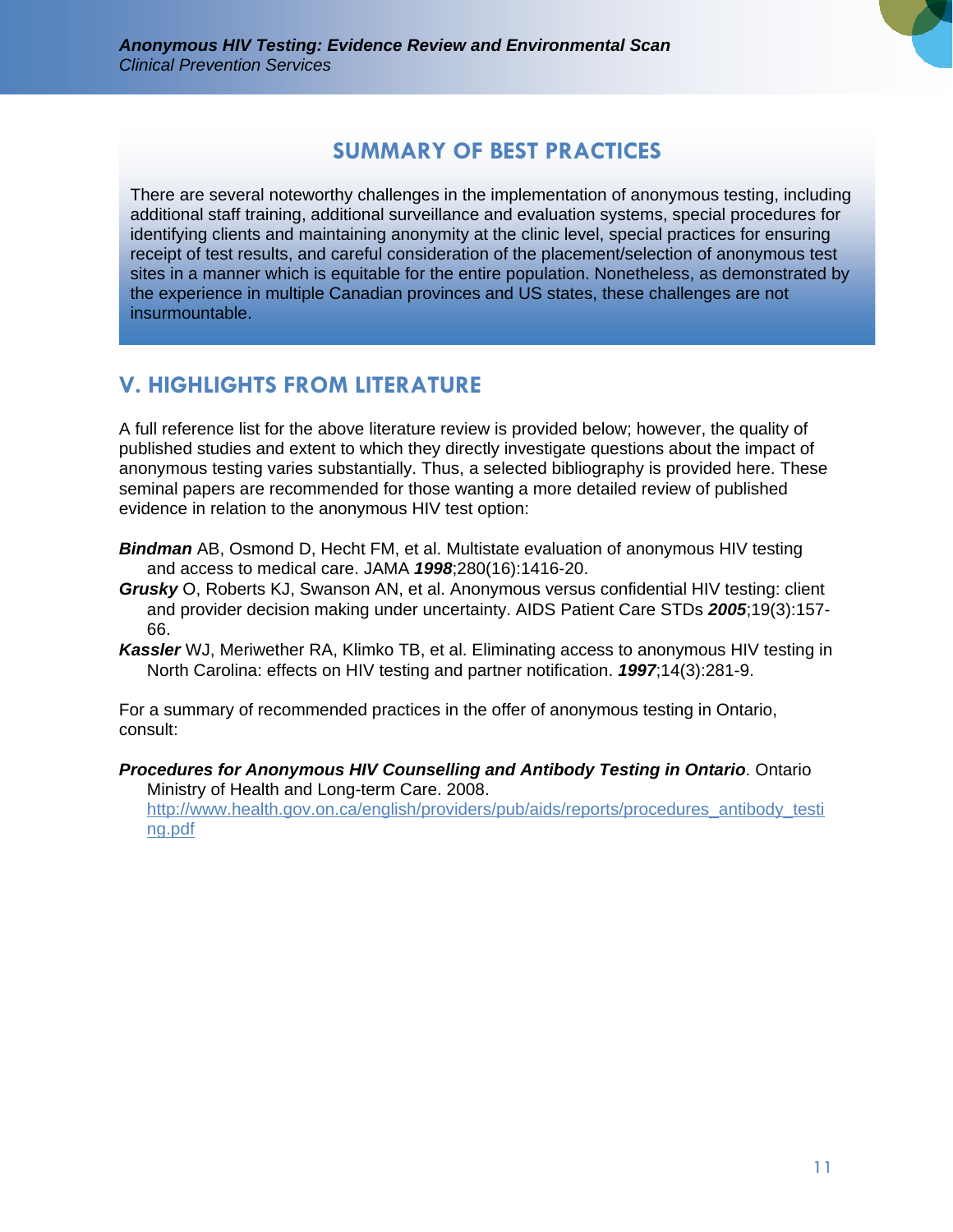## SUMMARY OF BEST PRACTICES

There are several noteworthy challenges in the implementation of anonymous testing, including additional staff training, additional surveillance and evaluation systems, special procedures for identifying clients and maintaining anonymity at the clinic level, special practices for ensuring receipt of test results, and careful consideration of the placement/selection of anonymous test sites in a manner which is equitable for the entire population. Nonetheless, as demonstrated by the experience in multiple Canadian provinces and US states, these challenges are not insurmountable.

## V. HIGHLIGHTS FROM LITERATURE

A full reference list for the above literature review is provided below; however, the quality of published studies and extent to which they directly investigate questions about the impact of anonymous testing varies substantially. Thus, a selected bibliography is provided here. These seminal papers are recommended for those wanting a more detailed review of published evidence in relation to the anonymous HIV test option:

***Bindman*** AB, Osmond D, Hecht FM, et al. Multistate evaluation of anonymous HIV testing and access to medical care. JAMA ***1998***;280(16):1416-20.

***Grusky*** O, Roberts KJ, Swanson AN, et al. Anonymous versus confidential HIV testing: client and provider decision making under uncertainty. AIDS Patient Care STDs ***2005***;19(3):157-66.

***Kassler*** WJ, Meriwether RA, Klimko TB, et al. Eliminating access to anonymous HIV testing in North Carolina: effects on HIV testing and partner notification. ***1997***;14(3):281-9.

For a summary of recommended practices in the offer of anonymous testing in Ontario, consult:

***Procedures for Anonymous HIV Counselling and Antibody Testing in Ontario***. Ontario Ministry of Health and Long-term Care. 2008. http://www.health.gov.on.ca/english/providers/pub/aids/reports/procedures_antibody_testing.pdf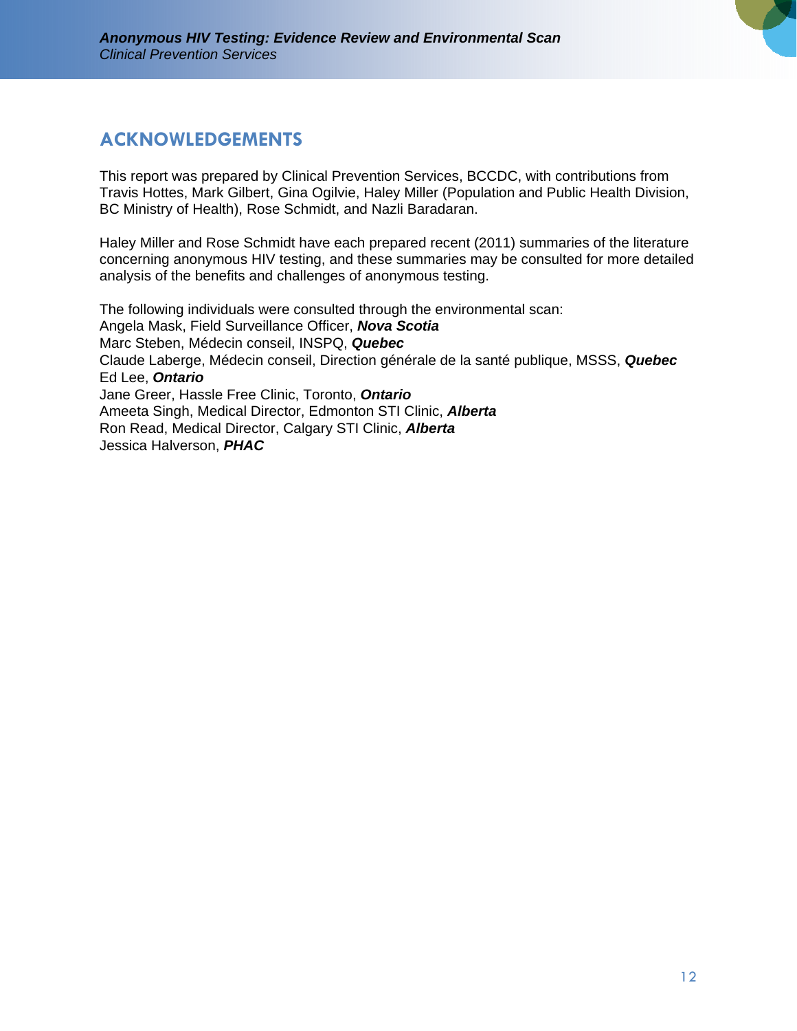## ACKNOWLEDGEMENTS

This report was prepared by Clinical Prevention Services, BCCDC, with contributions from Travis Hottes, Mark Gilbert, Gina Ogilvie, Haley Miller (Population and Public Health Division, BC Ministry of Health), Rose Schmidt, and Nazli Baradaran.

Haley Miller and Rose Schmidt have each prepared recent (2011) summaries of the literature concerning anonymous HIV testing, and these summaries may be consulted for more detailed analysis of the benefits and challenges of anonymous testing.

The following individuals were consulted through the environmental scan:
Angela Mask, Field Surveillance Officer, ***Nova Scotia***
Marc Steben, Médecin conseil, INSPQ, ***Quebec***
Claude Laberge, Médecin conseil, Direction générale de la santé publique, MSSS, ***Quebec***
Ed Lee, ***Ontario***
Jane Greer, Hassle Free Clinic, Toronto, ***Ontario***
Ameeta Singh, Medical Director, Edmonton STI Clinic, ***Alberta***
Ron Read, Medical Director, Calgary STI Clinic, ***Alberta***
Jessica Halverson, ***PHAC***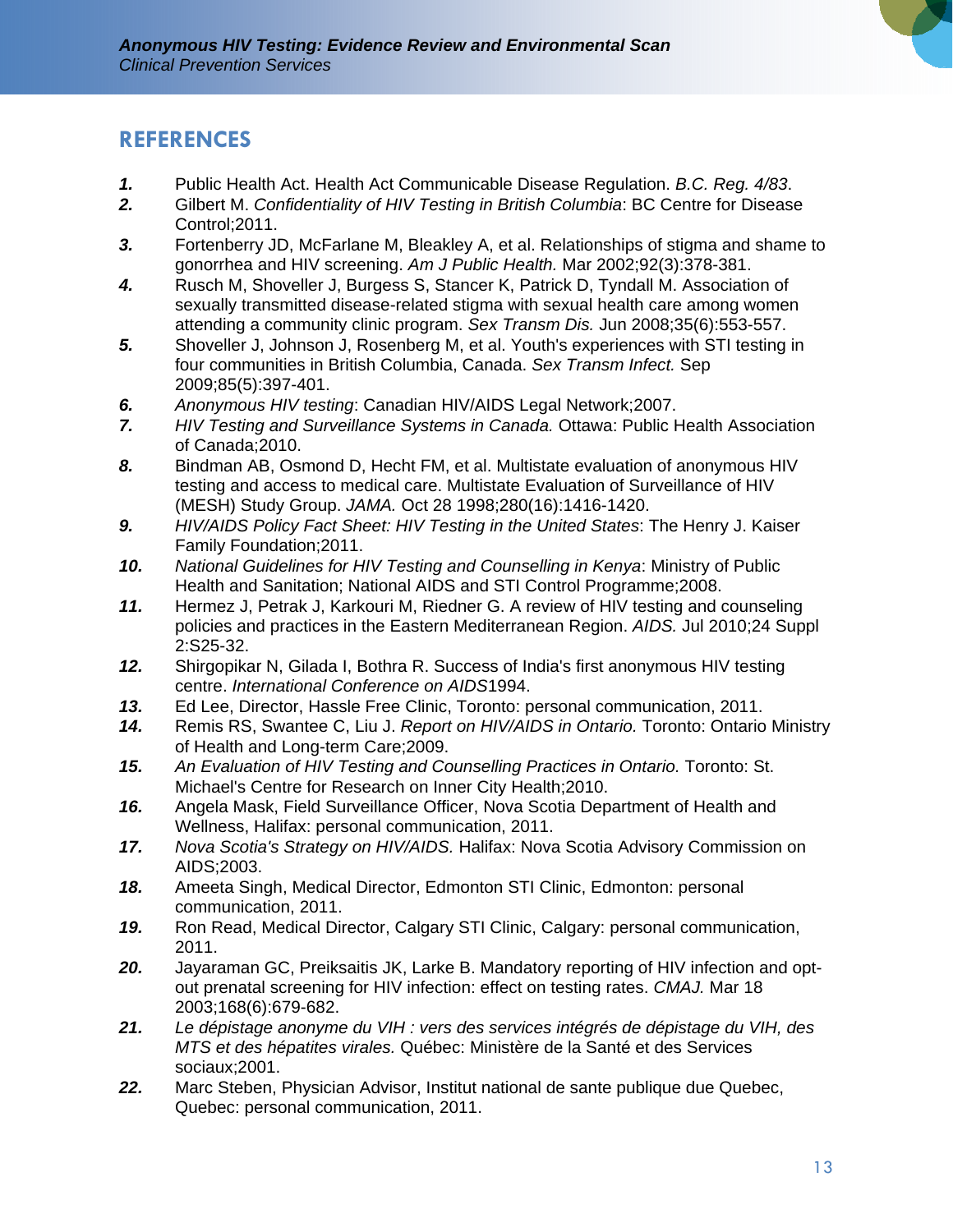## REFERENCES

1. Public Health Act. Health Act Communicable Disease Regulation. *B.C. Reg. 4/83*.
2. Gilbert M. *Confidentiality of HIV Testing in British Columbia*: BC Centre for Disease Control;2011.
3. Fortenberry JD, McFarlane M, Bleakley A, et al. Relationships of stigma and shame to gonorrhea and HIV screening. *Am J Public Health.* Mar 2002;92(3):378-381.
4. Rusch M, Shoveller J, Burgess S, Stancer K, Patrick D, Tyndall M. Association of sexually transmitted disease-related stigma with sexual health care among women attending a community clinic program. *Sex Transm Dis.* Jun 2008;35(6):553-557.
5. Shoveller J, Johnson J, Rosenberg M, et al. Youth's experiences with STI testing in four communities in British Columbia, Canada. *Sex Transm Infect.* Sep 2009;85(5):397-401.
6. *Anonymous HIV testing*: Canadian HIV/AIDS Legal Network;2007.
7. *HIV Testing and Surveillance Systems in Canada.* Ottawa: Public Health Association of Canada;2010.
8. Bindman AB, Osmond D, Hecht FM, et al. Multistate evaluation of anonymous HIV testing and access to medical care. Multistate Evaluation of Surveillance of HIV (MESH) Study Group. *JAMA.* Oct 28 1998;280(16):1416-1420.
9. *HIV/AIDS Policy Fact Sheet: HIV Testing in the United States*: The Henry J. Kaiser Family Foundation;2011.
10. *National Guidelines for HIV Testing and Counselling in Kenya*: Ministry of Public Health and Sanitation; National AIDS and STI Control Programme;2008.
11. Hermez J, Petrak J, Karkouri M, Riedner G. A review of HIV testing and counseling policies and practices in the Eastern Mediterranean Region. *AIDS.* Jul 2010;24 Suppl 2:S25-32.
12. Shirgopikar N, Gilada I, Bothra R. Success of India's first anonymous HIV testing centre. *International Conference on AIDS*1994.
13. Ed Lee, Director, Hassle Free Clinic, Toronto: personal communication, 2011.
14. Remis RS, Swantee C, Liu J. *Report on HIV/AIDS in Ontario.* Toronto: Ontario Ministry of Health and Long-term Care;2009.
15. *An Evaluation of HIV Testing and Counselling Practices in Ontario.* Toronto: St. Michael's Centre for Research on Inner City Health;2010.
16. Angela Mask, Field Surveillance Officer, Nova Scotia Department of Health and Wellness, Halifax: personal communication, 2011.
17. *Nova Scotia's Strategy on HIV/AIDS.* Halifax: Nova Scotia Advisory Commission on AIDS;2003.
18. Ameeta Singh, Medical Director, Edmonton STI Clinic, Edmonton: personal communication, 2011.
19. Ron Read, Medical Director, Calgary STI Clinic, Calgary: personal communication, 2011.
20. Jayaraman GC, Preiksaitis JK, Larke B. Mandatory reporting of HIV infection and opt-out prenatal screening for HIV infection: effect on testing rates. *CMAJ.* Mar 18 2003;168(6):679-682.
21. *Le dépistage anonyme du VIH : vers des services intégrés de dépistage du VIH, des MTS et des hépatites virales.* Québec: Ministère de la Santé et des Services sociaux;2001.
22. Marc Steben, Physician Advisor, Institut national de sante publique due Quebec, Quebec: personal communication, 2011.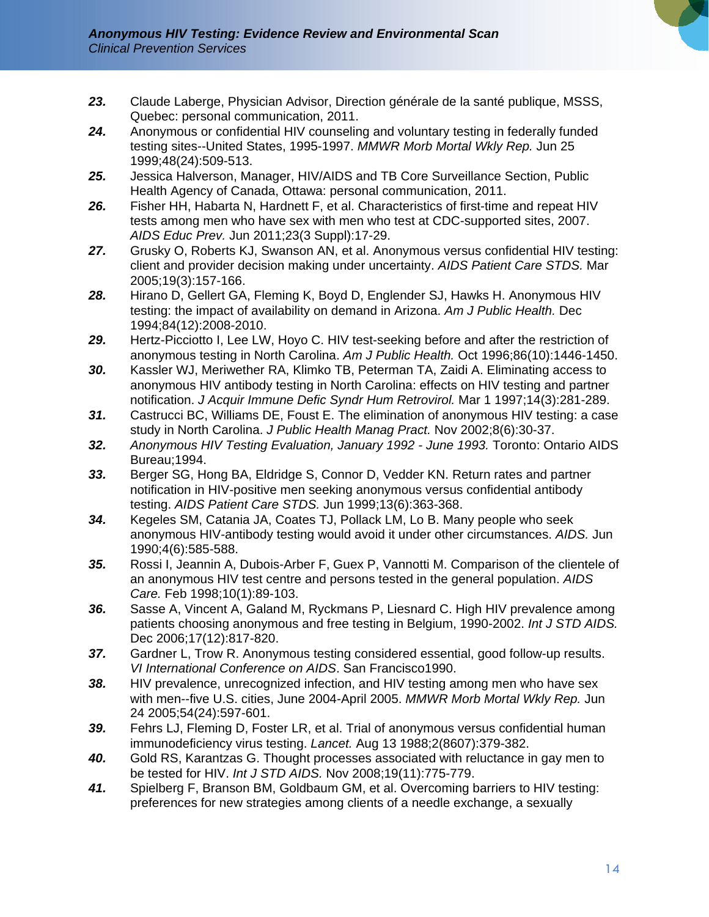**23.** Claude Laberge, Physician Advisor, Direction générale de la santé publique, MSSS, Quebec: personal communication, 2011.

**24.** Anonymous or confidential HIV counseling and voluntary testing in federally funded testing sites--United States, 1995-1997. *MMWR Morb Mortal Wkly Rep.* Jun 25 1999;48(24):509-513.

**25.** Jessica Halverson, Manager, HIV/AIDS and TB Core Surveillance Section, Public Health Agency of Canada, Ottawa: personal communication, 2011.

**26.** Fisher HH, Habarta N, Hardnett F, et al. Characteristics of first-time and repeat HIV tests among men who have sex with men who test at CDC-supported sites, 2007. *AIDS Educ Prev.* Jun 2011;23(3 Suppl):17-29.

**27.** Grusky O, Roberts KJ, Swanson AN, et al. Anonymous versus confidential HIV testing: client and provider decision making under uncertainty. *AIDS Patient Care STDS.* Mar 2005;19(3):157-166.

**28.** Hirano D, Gellert GA, Fleming K, Boyd D, Englender SJ, Hawks H. Anonymous HIV testing: the impact of availability on demand in Arizona. *Am J Public Health.* Dec 1994;84(12):2008-2010.

**29.** Hertz-Picciotto I, Lee LW, Hoyo C. HIV test-seeking before and after the restriction of anonymous testing in North Carolina. *Am J Public Health.* Oct 1996;86(10):1446-1450.

**30.** Kassler WJ, Meriwether RA, Klimko TB, Peterman TA, Zaidi A. Eliminating access to anonymous HIV antibody testing in North Carolina: effects on HIV testing and partner notification. *J Acquir Immune Defic Syndr Hum Retrovirol.* Mar 1 1997;14(3):281-289.

**31.** Castrucci BC, Williams DE, Foust E. The elimination of anonymous HIV testing: a case study in North Carolina. *J Public Health Manag Pract.* Nov 2002;8(6):30-37.

**32.** *Anonymous HIV Testing Evaluation, January 1992 - June 1993.* Toronto: Ontario AIDS Bureau;1994.

**33.** Berger SG, Hong BA, Eldridge S, Connor D, Vedder KN. Return rates and partner notification in HIV-positive men seeking anonymous versus confidential antibody testing. *AIDS Patient Care STDS.* Jun 1999;13(6):363-368.

**34.** Kegeles SM, Catania JA, Coates TJ, Pollack LM, Lo B. Many people who seek anonymous HIV-antibody testing would avoid it under other circumstances. *AIDS.* Jun 1990;4(6):585-588.

**35.** Rossi I, Jeannin A, Dubois-Arber F, Guex P, Vannotti M. Comparison of the clientele of an anonymous HIV test centre and persons tested in the general population. *AIDS Care.* Feb 1998;10(1):89-103.

**36.** Sasse A, Vincent A, Galand M, Ryckmans P, Liesnard C. High HIV prevalence among patients choosing anonymous and free testing in Belgium, 1990-2002. *Int J STD AIDS.* Dec 2006;17(12):817-820.

**37.** Gardner L, Trow R. Anonymous testing considered essential, good follow-up results. *VI International Conference on AIDS*. San Francisco1990.

**38.** HIV prevalence, unrecognized infection, and HIV testing among men who have sex with men--five U.S. cities, June 2004-April 2005. *MMWR Morb Mortal Wkly Rep.* Jun 24 2005;54(24):597-601.

**39.** Fehrs LJ, Fleming D, Foster LR, et al. Trial of anonymous versus confidential human immunodeficiency virus testing. *Lancet.* Aug 13 1988;2(8607):379-382.

**40.** Gold RS, Karantzas G. Thought processes associated with reluctance in gay men to be tested for HIV. *Int J STD AIDS.* Nov 2008;19(11):775-779.

**41.** Spielberg F, Branson BM, Goldbaum GM, et al. Overcoming barriers to HIV testing: preferences for new strategies among clients of a needle exchange, a sexually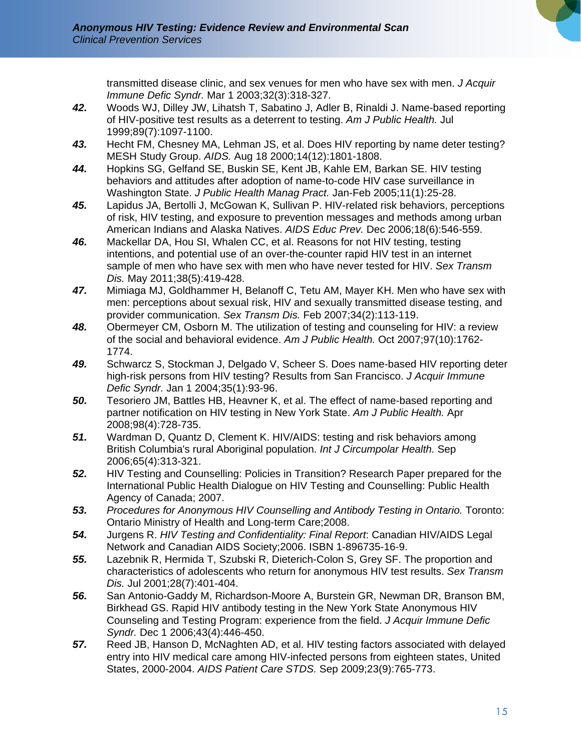transmitted disease clinic, and sex venues for men who have sex with men. *J Acquir Immune Defic Syndr.* Mar 1 2003;32(3):318-327.

42. Woods WJ, Dilley JW, Lihatsh T, Sabatino J, Adler B, Rinaldi J. Name-based reporting of HIV-positive test results as a deterrent to testing. *Am J Public Health.* Jul 1999;89(7):1097-1100.
43. Hecht FM, Chesney MA, Lehman JS, et al. Does HIV reporting by name deter testing? MESH Study Group. *AIDS.* Aug 18 2000;14(12):1801-1808.
44. Hopkins SG, Gelfand SE, Buskin SE, Kent JB, Kahle EM, Barkan SE. HIV testing behaviors and attitudes after adoption of name-to-code HIV case surveillance in Washington State. *J Public Health Manag Pract.* Jan-Feb 2005;11(1):25-28.
45. Lapidus JA, Bertolli J, McGowan K, Sullivan P. HIV-related risk behaviors, perceptions of risk, HIV testing, and exposure to prevention messages and methods among urban American Indians and Alaska Natives. *AIDS Educ Prev.* Dec 2006;18(6):546-559.
46. Mackellar DA, Hou SI, Whalen CC, et al. Reasons for not HIV testing, testing intentions, and potential use of an over-the-counter rapid HIV test in an internet sample of men who have sex with men who have never tested for HIV. *Sex Transm Dis.* May 2011;38(5):419-428.
47. Mimiaga MJ, Goldhammer H, Belanoff C, Tetu AM, Mayer KH. Men who have sex with men: perceptions about sexual risk, HIV and sexually transmitted disease testing, and provider communication. *Sex Transm Dis.* Feb 2007;34(2):113-119.
48. Obermeyer CM, Osborn M. The utilization of testing and counseling for HIV: a review of the social and behavioral evidence. *Am J Public Health.* Oct 2007;97(10):1762-1774.
49. Schwarcz S, Stockman J, Delgado V, Scheer S. Does name-based HIV reporting deter high-risk persons from HIV testing? Results from San Francisco. *J Acquir Immune Defic Syndr.* Jan 1 2004;35(1):93-96.
50. Tesoriero JM, Battles HB, Heavner K, et al. The effect of name-based reporting and partner notification on HIV testing in New York State. *Am J Public Health.* Apr 2008;98(4):728-735.
51. Wardman D, Quantz D, Clement K. HIV/AIDS: testing and risk behaviors among British Columbia's rural Aboriginal population. *Int J Circumpolar Health.* Sep 2006;65(4):313-321.
52. HIV Testing and Counselling: Policies in Transition? Research Paper prepared for the International Public Health Dialogue on HIV Testing and Counselling: Public Health Agency of Canada; 2007.
53. *Procedures for Anonymous HIV Counselling and Antibody Testing in Ontario.* Toronto: Ontario Ministry of Health and Long-term Care;2008.
54. Jurgens R. *HIV Testing and Confidentiality: Final Report*: Canadian HIV/AIDS Legal Network and Canadian AIDS Society;2006. ISBN 1-896735-16-9.
55. Lazebnik R, Hermida T, Szubski R, Dieterich-Colon S, Grey SF. The proportion and characteristics of adolescents who return for anonymous HIV test results. *Sex Transm Dis.* Jul 2001;28(7):401-404.
56. San Antonio-Gaddy M, Richardson-Moore A, Burstein GR, Newman DR, Branson BM, Birkhead GS. Rapid HIV antibody testing in the New York State Anonymous HIV Counseling and Testing Program: experience from the field. *J Acquir Immune Defic Syndr.* Dec 1 2006;43(4):446-450.
57. Reed JB, Hanson D, McNaghten AD, et al. HIV testing factors associated with delayed entry into HIV medical care among HIV-infected persons from eighteen states, United States, 2000-2004. *AIDS Patient Care STDS.* Sep 2009;23(9):765-773.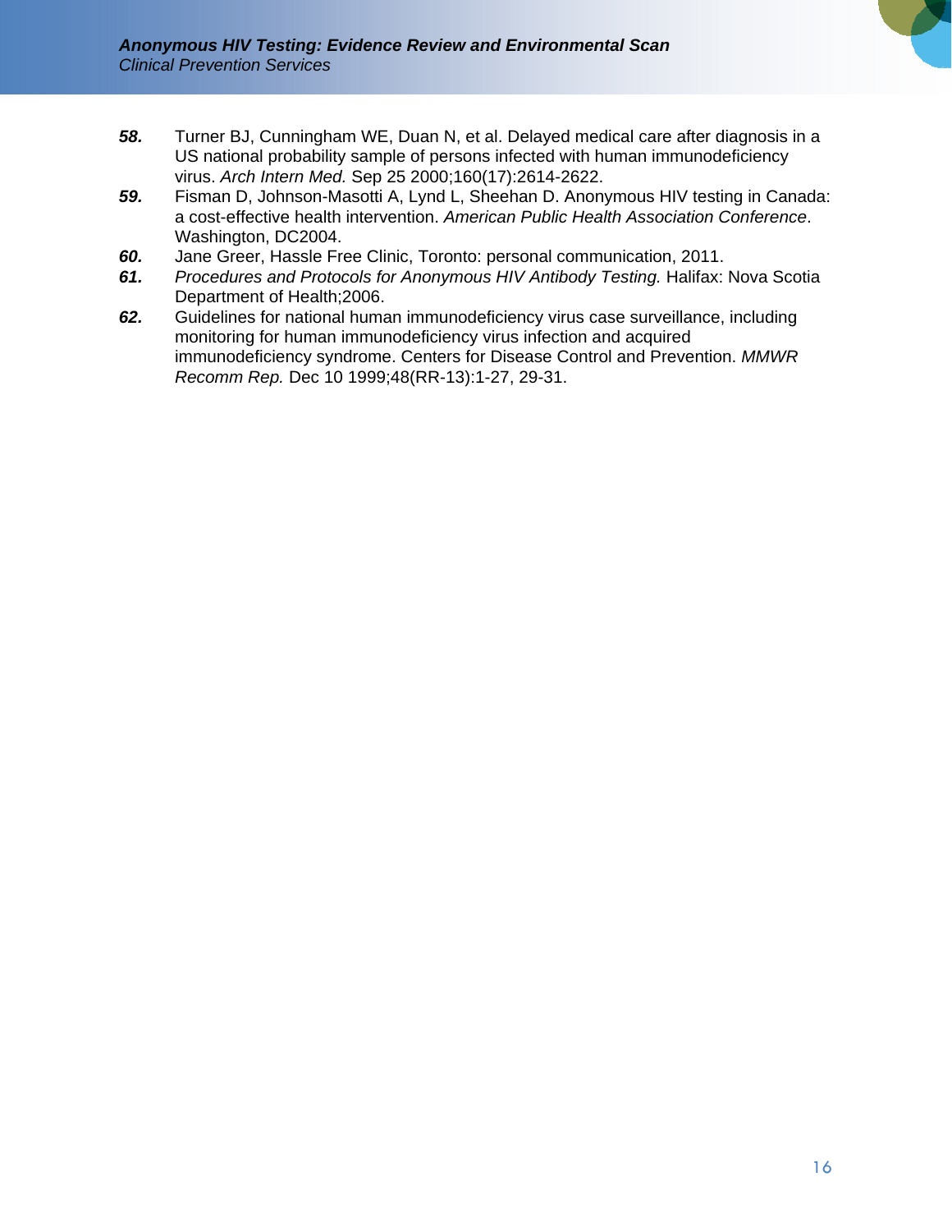***58.*** Turner BJ, Cunningham WE, Duan N, et al. Delayed medical care after diagnosis in a US national probability sample of persons infected with human immunodeficiency virus. *Arch Intern Med.* Sep 25 2000;160(17):2614-2622.

***59.*** Fisman D, Johnson-Masotti A, Lynd L, Sheehan D. Anonymous HIV testing in Canada: a cost-effective health intervention. *American Public Health Association Conference*. Washington, DC2004.

***60.*** Jane Greer, Hassle Free Clinic, Toronto: personal communication, 2011.

***61.*** *Procedures and Protocols for Anonymous HIV Antibody Testing.* Halifax: Nova Scotia Department of Health;2006.

***62.*** Guidelines for national human immunodeficiency virus case surveillance, including monitoring for human immunodeficiency virus infection and acquired immunodeficiency syndrome. Centers for Disease Control and Prevention. *MMWR Recomm Rep.* Dec 10 1999;48(RR-13):1-27, 29-31.